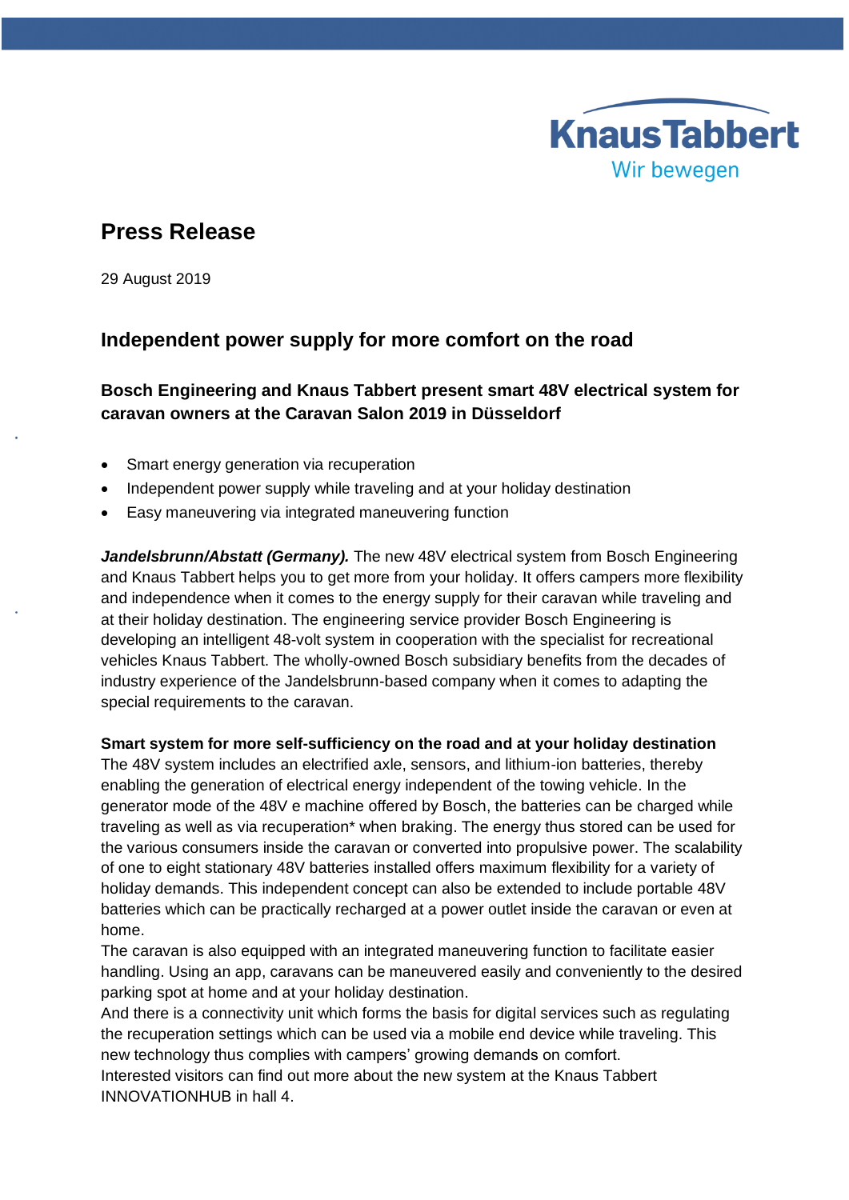KnausTabbert
Wir bewegen

# Press Release

29 August 2019

## Independent power supply for more comfort on the road

### Bosch Engineering and Knaus Tabbert present smart 48V electrical system for caravan owners at the Caravan Salon 2019 in Düsseldorf

- Smart energy generation via recuperation
- Independent power supply while traveling and at your holiday destination
- Easy maneuvering via integrated maneuvering function

***Jandelsbrunn/Abstatt (Germany).*** The new 48V electrical system from Bosch Engineering and Knaus Tabbert helps you to get more from your holiday. It offers campers more flexibility and independence when it comes to the energy supply for their caravan while traveling and at their holiday destination. The engineering service provider Bosch Engineering is developing an intelligent 48-volt system in cooperation with the specialist for recreational vehicles Knaus Tabbert. The wholly-owned Bosch subsidiary benefits from the decades of industry experience of the Jandelsbrunn-based company when it comes to adapting the special requirements to the caravan.

**Smart system for more self-sufficiency on the road and at your holiday destination**
The 48V system includes an electrified axle, sensors, and lithium-ion batteries, thereby enabling the generation of electrical energy independent of the towing vehicle. In the generator mode of the 48V e machine offered by Bosch, the batteries can be charged while traveling as well as via recuperation* when braking. The energy thus stored can be used for the various consumers inside the caravan or converted into propulsive power. The scalability of one to eight stationary 48V batteries installed offers maximum flexibility for a variety of holiday demands. This independent concept can also be extended to include portable 48V batteries which can be practically recharged at a power outlet inside the caravan or even at home.
The caravan is also equipped with an integrated maneuvering function to facilitate easier handling. Using an app, caravans can be maneuvered easily and conveniently to the desired parking spot at home and at your holiday destination.
And there is a connectivity unit which forms the basis for digital services such as regulating the recuperation settings which can be used via a mobile end device while traveling. This new technology thus complies with campers' growing demands on comfort.
Interested visitors can find out more about the new system at the Knaus Tabbert INNOVATIONHUB in hall 4.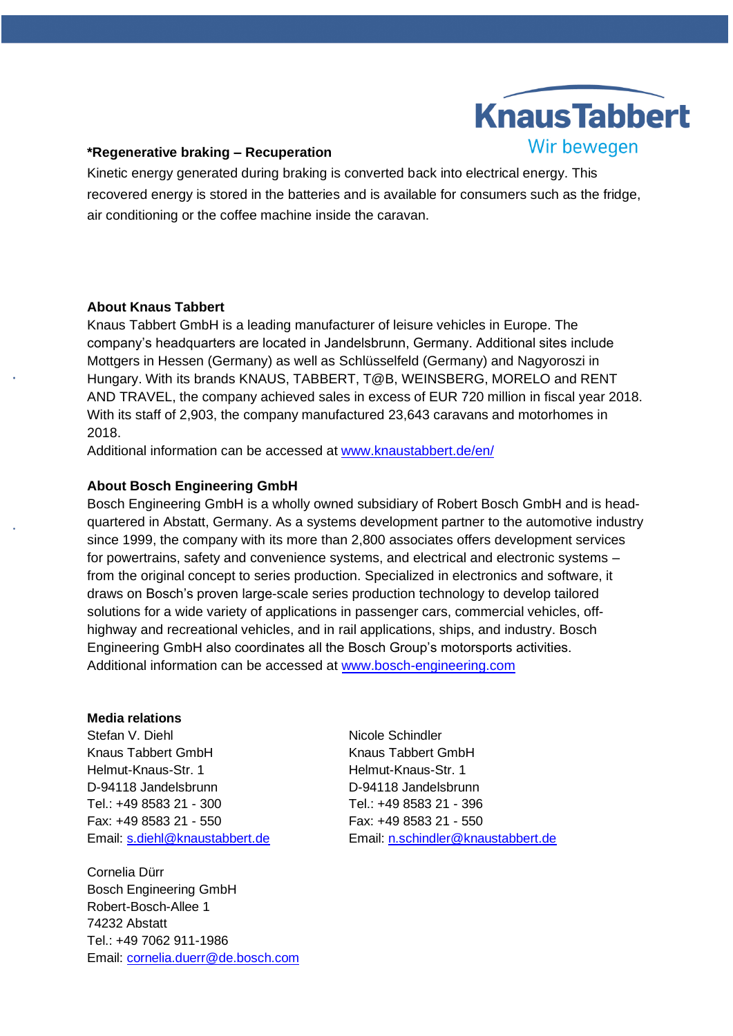**\*Regenerative braking – Recuperation**

Kinetic energy generated during braking is converted back into electrical energy. This recovered energy is stored in the batteries and is available for consumers such as the fridge, air conditioning or the coffee machine inside the caravan.

**About Knaus Tabbert**

Knaus Tabbert GmbH is a leading manufacturer of leisure vehicles in Europe. The company's headquarters are located in Jandelsbrunn, Germany. Additional sites include Mottgers in Hessen (Germany) as well as Schlüsselfeld (Germany) and Nagyoroszi in Hungary. With its brands KNAUS, TABBERT, T@B, WEINSBERG, MORELO and RENT AND TRAVEL, the company achieved sales in excess of EUR 720 million in fiscal year 2018. With its staff of 2,903, the company manufactured 23,643 caravans and motorhomes in 2018.
Additional information can be accessed at [www.knaustabbert.de/en/](www.knaustabbert.de/en/)

**About Bosch Engineering GmbH**

Bosch Engineering GmbH is a wholly owned subsidiary of Robert Bosch GmbH and is head-quartered in Abstatt, Germany. As a systems development partner to the automotive industry since 1999, the company with its more than 2,800 associates offers development services for powertrains, safety and convenience systems, and electrical and electronic systems – from the original concept to series production. Specialized in electronics and software, it draws on Bosch's proven large-scale series production technology to develop tailored solutions for a wide variety of applications in passenger cars, commercial vehicles, off-highway and recreational vehicles, and in rail applications, ships, and industry. Bosch Engineering GmbH also coordinates all the Bosch Group's motorsports activities.
Additional information can be accessed at [www.bosch-engineering.com](www.bosch-engineering.com)

**Media relations**

Stefan V. Diehl
Knaus Tabbert GmbH
Helmut-Knaus-Str. 1
D-94118 Jandelsbrunn
Tel.: +49 8583 21 - 300
Fax: +49 8583 21 - 550
Email: [s.diehl@knaustabbert.de](mailto:s.diehl@knaustabbert.de)

Nicole Schindler
Knaus Tabbert GmbH
Helmut-Knaus-Str. 1
D-94118 Jandelsbrunn
Tel.: +49 8583 21 - 396
Fax: +49 8583 21 - 550
Email: [n.schindler@knaustabbert.de](mailto:n.schindler@knaustabbert.de)

Cornelia Dürr
Bosch Engineering GmbH
Robert-Bosch-Allee 1
74232 Abstatt
Tel.: +49 7062 911-1986
Email: [cornelia.duerr@de.bosch.com](mailto:cornelia.duerr@de.bosch.com)